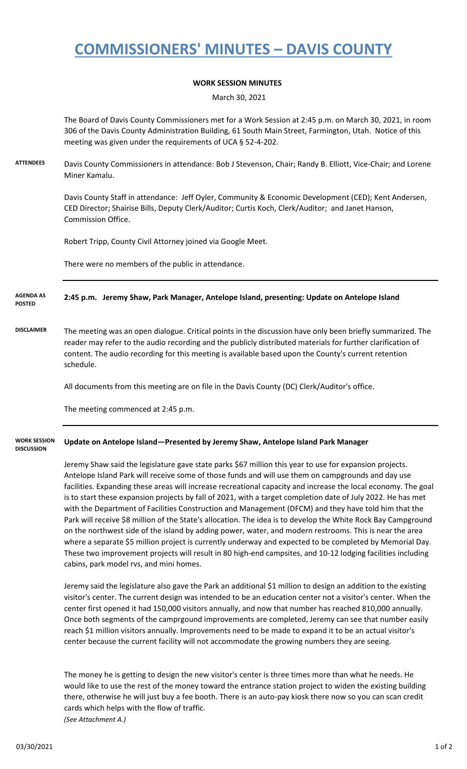# COMMISSIONERS' MINUTES – DAVIS COUNTY

## WORK SESSION MINUTES

March 30, 2021

The Board of Davis County Commissioners met for a Work Session at 2:45 p.m. on March 30, 2021, in room 306 of the Davis County Administration Building, 61 South Main Street, Farmington, Utah. Notice of this meeting was given under the requirements of UCA § 52-4-202.

**ATTENDEES**

Davis County Commissioners in attendance: Bob J Stevenson, Chair; Randy B. Elliott, Vice-Chair; and Lorene Miner Kamalu.

Davis County Staff in attendance: Jeff Oyler, Community & Economic Development (CED); Kent Andersen, CED Director; Shairise Bills, Deputy Clerk/Auditor; Curtis Koch, Clerk/Auditor; and Janet Hanson, Commission Office.

Robert Tripp, County Civil Attorney joined via Google Meet.

There were no members of the public in attendance.

**AGENDA AS POSTED**

**2:45 p.m. Jeremy Shaw, Park Manager, Antelope Island, presenting: Update on Antelope Island**

**DISCLAIMER**

The meeting was an open dialogue. Critical points in the discussion have only been briefly summarized. The reader may refer to the audio recording and the publicly distributed materials for further clarification of content. The audio recording for this meeting is available based upon the County's current retention schedule.

All documents from this meeting are on file in the Davis County (DC) Clerk/Auditor's office.

The meeting commenced at 2:45 p.m.

**WORK SESSION DISCUSSION**

**Update on Antelope Island—Presented by Jeremy Shaw, Antelope Island Park Manager**

Jeremy Shaw said the legislature gave state parks $67 million this year to use for expansion projects. Antelope Island Park will receive some of those funds and will use them on campgrounds and day use facilities. Expanding these areas will increase recreational capacity and increase the local economy. The goal is to start these expansion projects by fall of 2021, with a target completion date of July 2022. He has met with the Department of Facilities Construction and Management (DFCM) and they have told him that the Park will receive $8 million of the State's allocation. The idea is to develop the White Rock Bay Campground on the northwest side of the island by adding power, water, and modern restrooms. This is near the area where a separate $5 million project is currently underway and expected to be completed by Memorial Day. These two improvement projects will result in 80 high-end campsites, and 10-12 lodging facilities including cabins, park model rvs, and mini homes.

Jeremy said the legislature also gave the Park an additional $1 million to design an addition to the existing visitor's center. The current design was intended to be an education center not a visitor's center. When the center first opened it had 150,000 visitors annually, and now that number has reached 810,000 annually. Once both segments of the camprgound improvements are completed, Jeremy can see that number easily reach $1 million visitors annually. Improvements need to be made to expand it to be an actual visitor's center because the current facility will not accommodate the growing numbers they are seeing.

The money he is getting to design the new visitor's center is three times more than what he needs. He would like to use the rest of the money toward the entrance station project to widen the existing building there, otherwise he will just buy a fee booth. There is an auto-pay kiosk there now so you can scan credit cards which helps with the flow of traffic.
*(See Attachment A.)*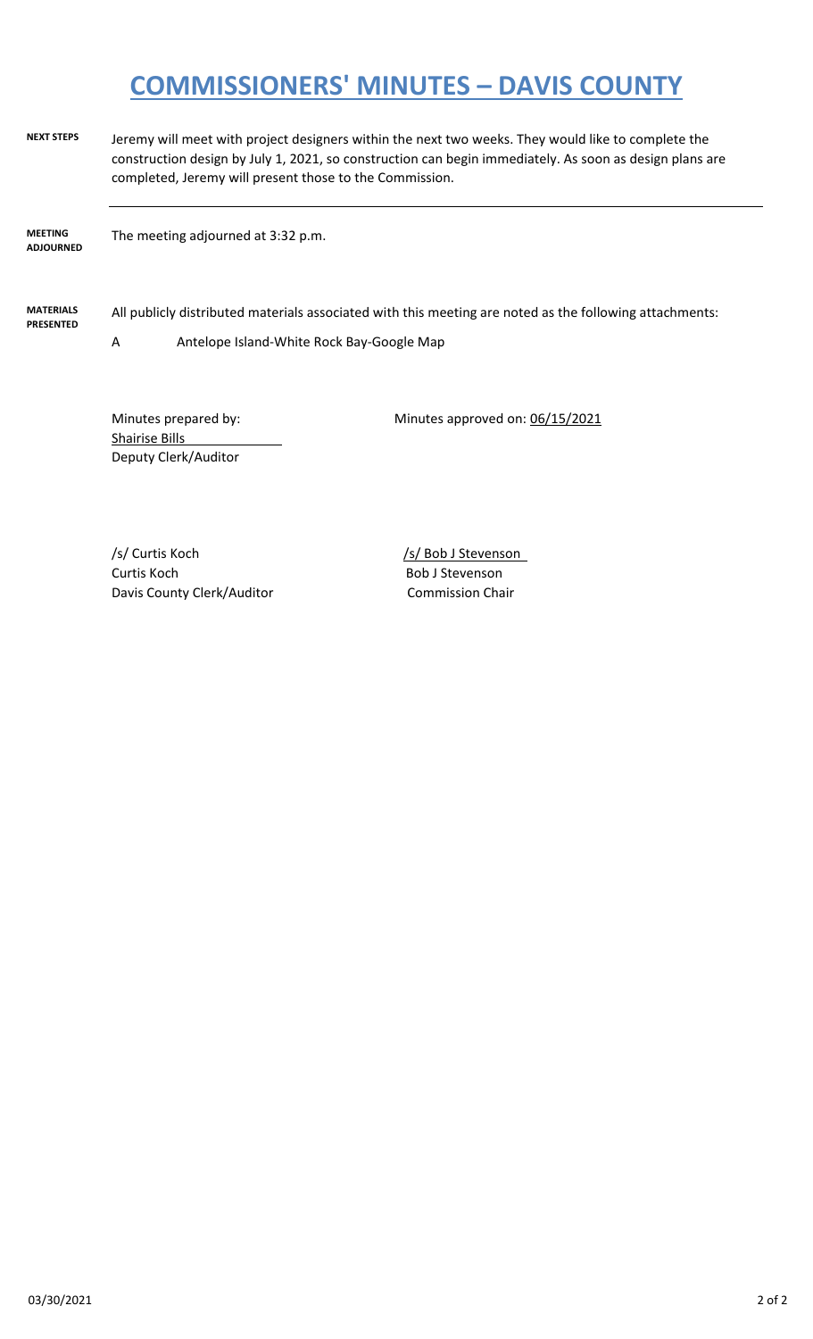# COMMISSIONERS' MINUTES – DAVIS COUNTY

**NEXT STEPS** Jeremy will meet with project designers within the next two weeks. They would like to complete the construction design by July 1, 2021, so construction can begin immediately. As soon as design plans are completed, Jeremy will present those to the Commission.

**MEETING ADJOURNED** The meeting adjourned at 3:32 p.m.

**MATERIALS PRESENTED** All publicly distributed materials associated with this meeting are noted as the following attachments:

A Antelope Island-White Rock Bay-Google Map

Minutes prepared by: Shairise Bills
Deputy Clerk/Auditor

Minutes approved on: 06/15/2021

/s/ Curtis Koch
Curtis Koch
Davis County Clerk/Auditor

/s/ Bob J Stevenson
Bob J Stevenson
Commission Chair

03/30/2021